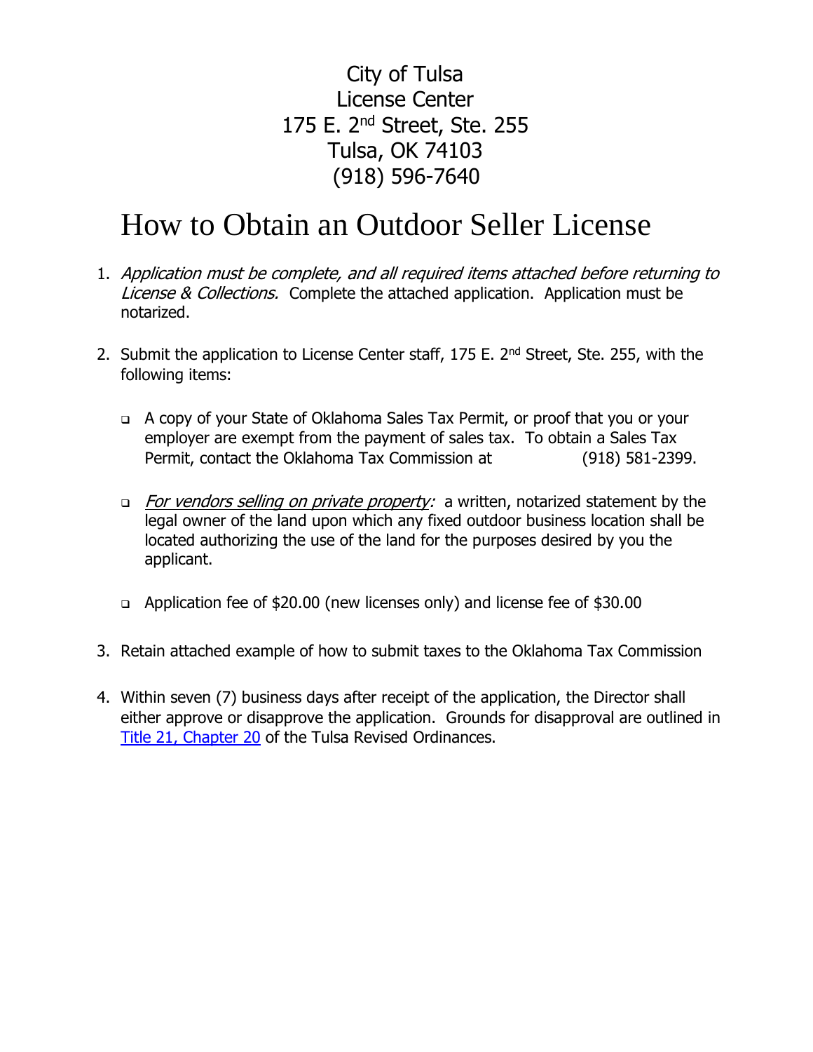City of Tulsa
License Center
175 E. 2nd Street, Ste. 255
Tulsa, OK 74103
(918) 596-7640

# How to Obtain an Outdoor Seller License

1. *Application must be complete, and all required items attached before returning to License & Collections.* Complete the attached application. Application must be notarized.

2. Submit the application to License Center staff, 175 E. 2nd Street, Ste. 255, with the following items:

   - A copy of your State of Oklahoma Sales Tax Permit, or proof that you or your employer are exempt from the payment of sales tax. To obtain a Sales Tax Permit, contact the Oklahoma Tax Commission at (918) 581-2399.

   - *For vendors selling on private property:* a written, notarized statement by the legal owner of the land upon which any fixed outdoor business location shall be located authorizing the use of the land for the purposes desired by you the applicant.

   - Application fee of $20.00 (new licenses only) and license fee of $30.00

3. Retain attached example of how to submit taxes to the Oklahoma Tax Commission

4. Within seven (7) business days after receipt of the application, the Director shall either approve or disapprove the application. Grounds for disapproval are outlined in Title 21, Chapter 20 of the Tulsa Revised Ordinances.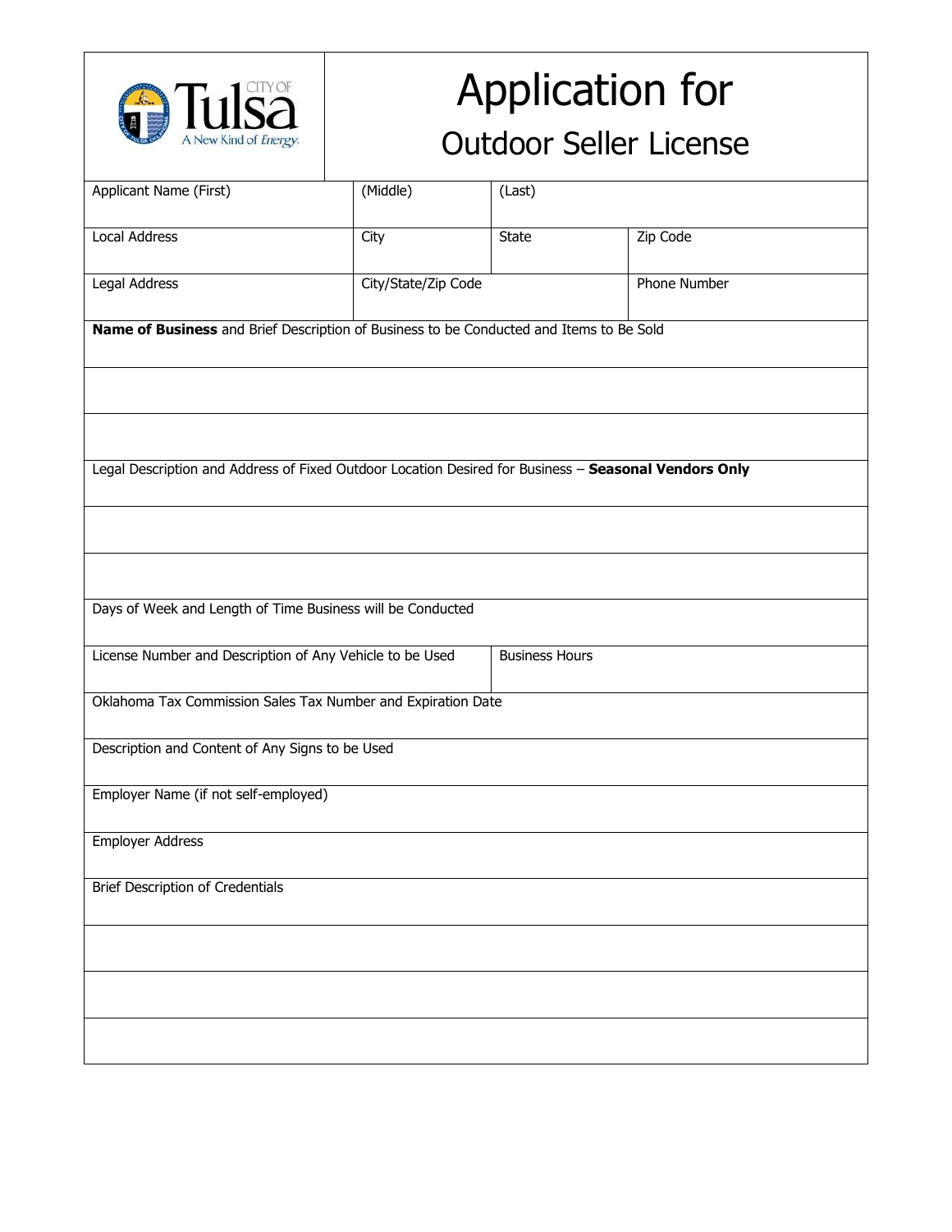# Application for Outdoor Seller License

| Applicant Name (First) | (Middle) | (Last) | |
|---|---|---|---|
| Local Address | City | State | Zip Code |
| Legal Address | City/State/Zip Code | | Phone Number |

| |
|---|
| **Name of Business** and Brief Description of Business to be Conducted and Items to Be Sold |
| |
| |
| Legal Description and Address of Fixed Outdoor Location Desired for Business – **Seasonal Vendors Only** |
| |
| |
| Days of Week and Length of Time Business will be Conducted |

| License Number and Description of Any Vehicle to be Used | Business Hours |
|---|---|

| |
|---|
| Oklahoma Tax Commission Sales Tax Number and Expiration Date |
| Description and Content of Any Signs to be Used |
| Employer Name (if not self-employed) |
| Employer Address |
| Brief Description of Credentials |
| |
| |
| |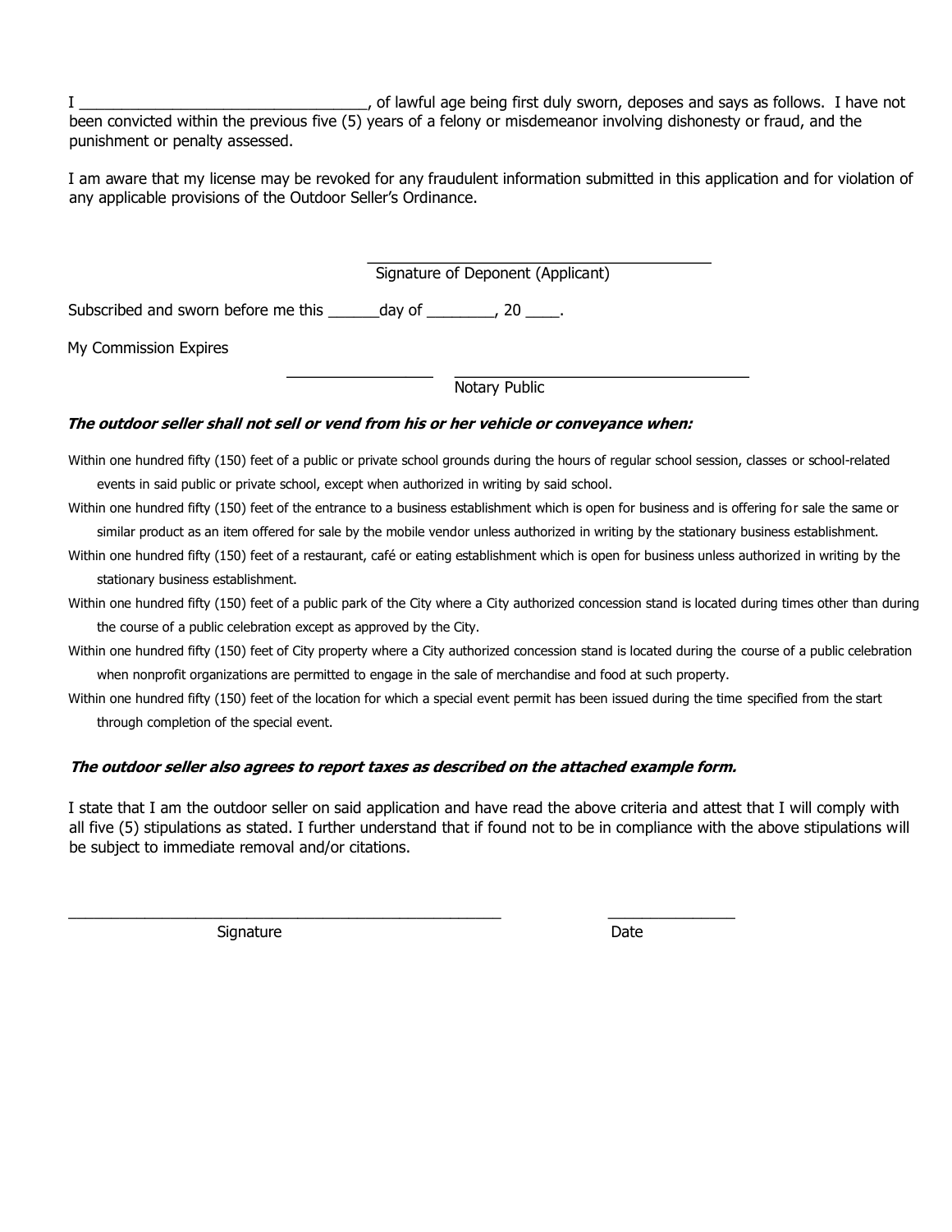I ___________________________________, of lawful age being first duly sworn, deposes and says as follows. I have not been convicted within the previous five (5) years of a felony or misdemeanor involving dishonesty or fraud, and the punishment or penalty assessed.

I am aware that my license may be revoked for any fraudulent information submitted in this application and for violation of any applicable provisions of the Outdoor Seller's Ordinance.

_________________________________________
Signature of Deponent (Applicant)

Subscribed and sworn before me this ______day of ________, 20 ____.

My Commission Expires

_________________ ___________________________________
Notary Public

***The outdoor seller shall not sell or vend from his or her vehicle or conveyance when:***

Within one hundred fifty (150) feet of a public or private school grounds during the hours of regular school session, classes or school-related events in said public or private school, except when authorized in writing by said school.

Within one hundred fifty (150) feet of the entrance to a business establishment which is open for business and is offering for sale the same or similar product as an item offered for sale by the mobile vendor unless authorized in writing by the stationary business establishment.

Within one hundred fifty (150) feet of a restaurant, café or eating establishment which is open for business unless authorized in writing by the stationary business establishment.

Within one hundred fifty (150) feet of a public park of the City where a City authorized concession stand is located during times other than during the course of a public celebration except as approved by the City.

Within one hundred fifty (150) feet of City property where a City authorized concession stand is located during the course of a public celebration when nonprofit organizations are permitted to engage in the sale of merchandise and food at such property.

Within one hundred fifty (150) feet of the location for which a special event permit has been issued during the time specified from the start through completion of the special event.

***The outdoor seller also agrees to report taxes as described on the attached example form.***

I state that I am the outdoor seller on said application and have read the above criteria and attest that I will comply with all five (5) stipulations as stated. I further understand that if found not to be in compliance with the above stipulations will be subject to immediate removal and/or citations.

______________________________________________________ _______________
Signature Date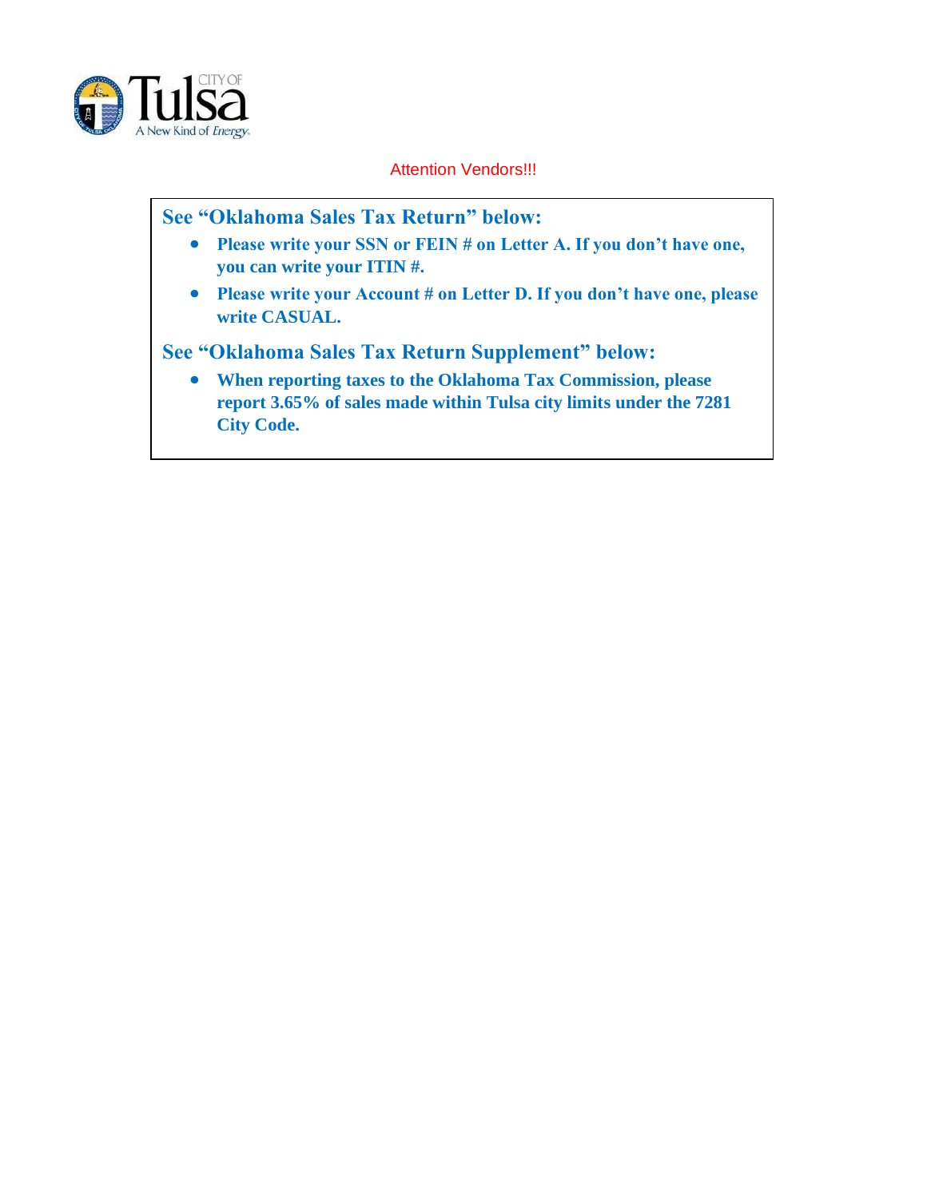Attention Vendors!!!

## See "Oklahoma Sales Tax Return" below:

- **Please write your SSN or FEIN # on Letter A. If you don't have one, you can write your ITIN #.**
- **Please write your Account # on Letter D. If you don't have one, please write CASUAL.**

## See "Oklahoma Sales Tax Return Supplement" below:

- **When reporting taxes to the Oklahoma Tax Commission, please report 3.65% of sales made within Tulsa city limits under the 7281 City Code.**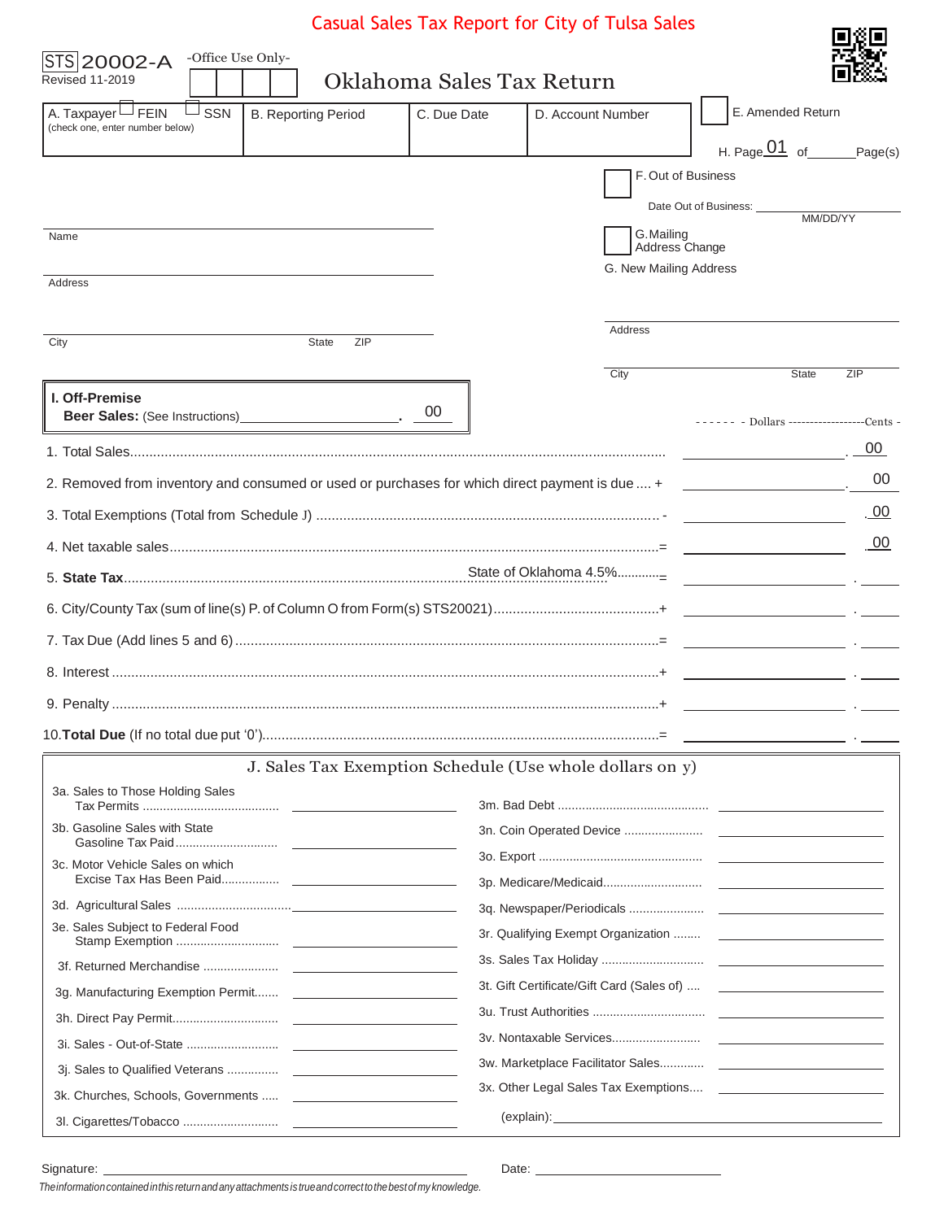# Casual Sales Tax Report for City of Tulsa Sales

STS 20002-A
Revised 11-2019

-Office Use Only-

## Oklahoma Sales Tax Return

| A. Taxpayer ☐ FEIN ☐ SSN (check one, enter number below) | B. Reporting Period | C. Due Date | D. Account Number |
|---|---|---|---|
| | | | |

☐ E. Amended Return

H. Page 01 of ______ Page(s)

☐ F. Out of Business

Date Out of Business: ____________ MM/DD/YY

☐ G. Mailing Address Change

G. New Mailing Address

Address

City State ZIP

Name

Address

City State ZIP

**I. Off-Premise Beer Sales:** (See Instructions) ____________ . 00

------ - Dollars ------------------Cents -

| Line | | Dollars | Cents |
|---|---|---|---|
| 1. Total Sales | | | 00 |
| 2. Removed from inventory and consumed or used or purchases for which direct payment is due | + | | 00 |
| 3. Total Exemptions (Total from Schedule J) | - | | 00 |
| 4. Net taxable sales | = | | 00 |
| 5. **State Tax** — State of Oklahoma 4.5% | = | | |
| 6. City/County Tax (sum of line(s) P. of Column O from Form(s) STS20021) | + | | |
| 7. Tax Due (Add lines 5 and 6) | = | | |
| 8. Interest | + | | |
| 9. Penalty | + | | |
| 10. **Total Due** (If no total due put '0') | = | | |

## J. Sales Tax Exemption Schedule (Use whole dollars on y)

| Exemption | Amount | Exemption | Amount |
|---|---|---|---|
| 3a. Sales to Those Holding Sales Tax Permits | | 3m. Bad Debt | |
| 3b. Gasoline Sales with State Gasoline Tax Paid | | 3n. Coin Operated Device | |
| 3c. Motor Vehicle Sales on which Excise Tax Has Been Paid | | 3o. Export | |
| 3d. Agricultural Sales | | 3p. Medicare/Medicaid | |
| 3e. Sales Subject to Federal Food Stamp Exemption | | 3q. Newspaper/Periodicals | |
| 3f. Returned Merchandise | | 3r. Qualifying Exempt Organization | |
| 3g. Manufacturing Exemption Permit | | 3s. Sales Tax Holiday | |
| 3h. Direct Pay Permit | | 3t. Gift Certificate/Gift Card (Sales of) | |
| 3i. Sales - Out-of-State | | 3u. Trust Authorities | |
| 3j. Sales to Qualified Veterans | | 3v. Nontaxable Services | |
| 3k. Churches, Schools, Governments | | 3w. Marketplace Facilitator Sales | |
| 3l. Cigarettes/Tobacco | | 3x. Other Legal Sales Tax Exemptions | |
| | | (explain): | |

Signature: ______________________ Date: ______________

*The information contained in this return and any attachments is true and correct to the best of my knowledge.*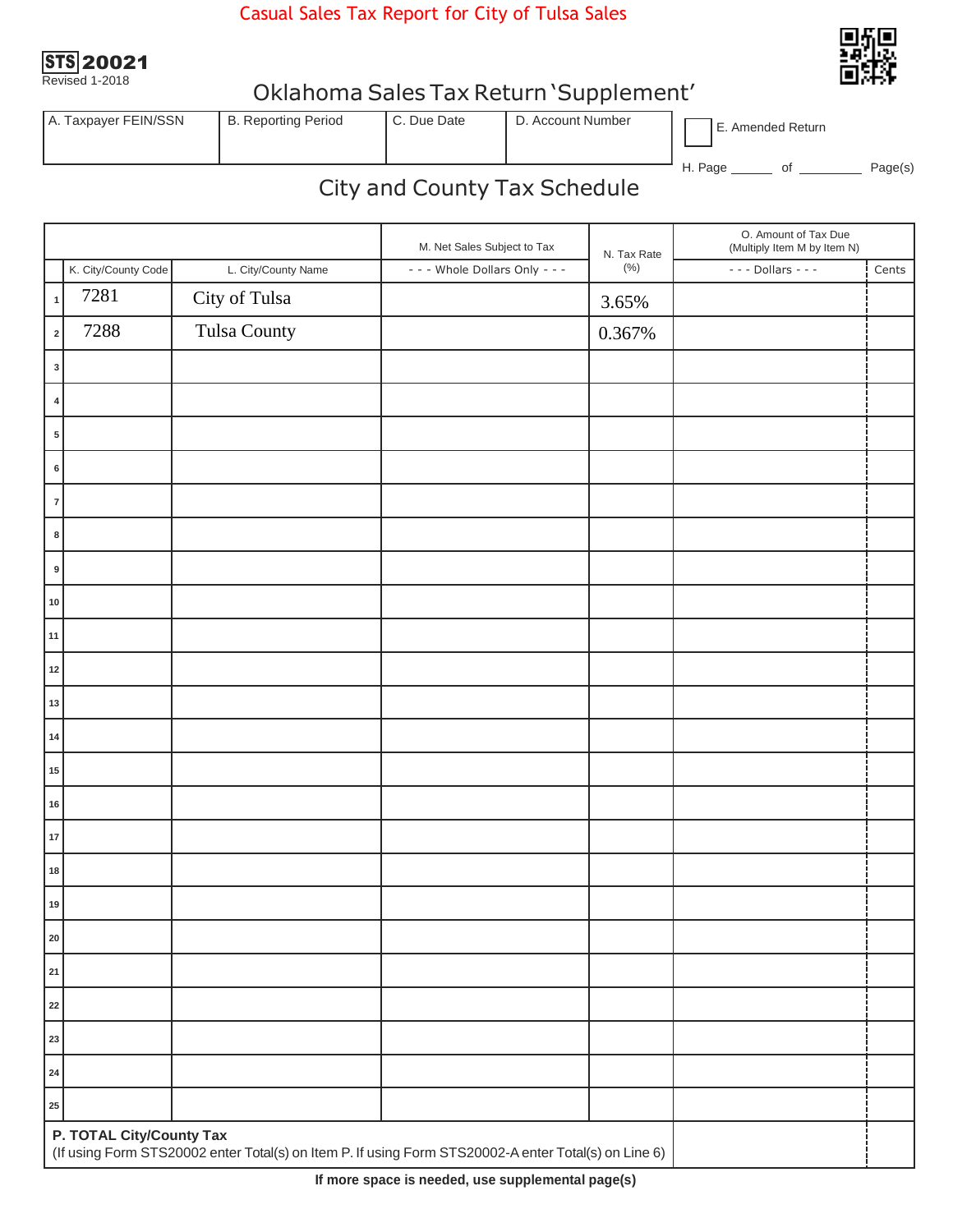Casual Sales Tax Report for City of Tulsa Sales

**STS 20021**
Revised 1-2018

# Oklahoma Sales Tax Return 'Supplement'

| A. Taxpayer FEIN/SSN | B. Reporting Period | C. Due Date | D. Account Number |
|---|---|---|---|
| | | | |

☐ E. Amended Return

H. Page ______ of ________ Page(s)

## City and County Tax Schedule

| | K. City/County Code | L. City/County Name | M. Net Sales Subject to Tax<br>- - - Whole Dollars Only - - - | N. Tax Rate (%) | O. Amount of Tax Due (Multiply Item M by Item N)<br>- - - Dollars - - - | Cents |
|---|---|---|---|---|---|---|
| 1 | 7281 | City of Tulsa | | 3.65% | | |
| 2 | 7288 | Tulsa County | | 0.367% | | |
| 3 | | | | | | |
| 4 | | | | | | |
| 5 | | | | | | |
| 6 | | | | | | |
| 7 | | | | | | |
| 8 | | | | | | |
| 9 | | | | | | |
| 10 | | | | | | |
| 11 | | | | | | |
| 12 | | | | | | |
| 13 | | | | | | |
| 14 | | | | | | |
| 15 | | | | | | |
| 16 | | | | | | |
| 17 | | | | | | |
| 18 | | | | | | |
| 19 | | | | | | |
| 20 | | | | | | |
| 21 | | | | | | |
| 22 | | | | | | |
| 23 | | | | | | |
| 24 | | | | | | |
| 25 | | | | | | |
| **P. TOTAL City/County Tax** (If using Form STS20002 enter Total(s) on Item P. If using Form STS20002-A enter Total(s) on Line 6) | | | | | | |

**If more space is needed, use supplemental page(s)**